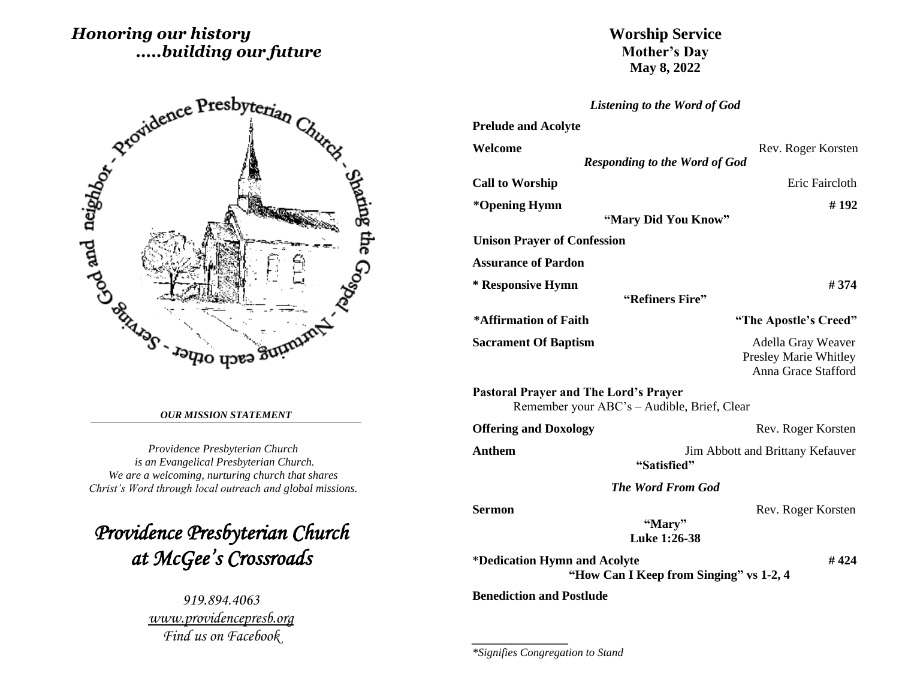*Honoring our history*
*.....building our future*

Providence Presbyterian Church - Sharing the Gospel - Nurturing each other - Serving God and neighbor

***OUR MISSION STATEMENT***

*Providence Presbyterian Church*
*is an Evangelical Presbyterian Church.*
*We are a welcoming, nurturing church that shares*
*Christ's Word through local outreach and global missions.*

# *Providence Presbyterian Church at McGee's Crossroads*

*919.894.4063*
*www.providencepresb.org*
*Find us on Facebook*

# Worship Service
## Mother's Day
## May 8, 2022

***Listening to the Word of God***

**Prelude and Acolyte**

**Welcome** — Rev. Roger Korsten

***Responding to the Word of God***

**Call to Worship** — Eric Faircloth

**\*Opening Hymn** — **# 192**
**"Mary Did You Know"**

**Unison Prayer of Confession**

**Assurance of Pardon**

**\* Responsive Hymn** — **# 374**
**"Refiners Fire"**

**\*Affirmation of Faith** — **"The Apostle's Creed"**

**Sacrament Of Baptism** — Adella Gray Weaver
Presley Marie Whitley
Anna Grace Stafford

**Pastoral Prayer and The Lord's Prayer**
Remember your ABC's – Audible, Brief, Clear

**Offering and Doxology** — Rev. Roger Korsten

**Anthem** — Jim Abbott and Brittany Kefauver
**"Satisfied"**

***The Word From God***

**Sermon** — Rev. Roger Korsten
**"Mary"**
**Luke 1:26-38**

\***Dedication Hymn and Acolyte** — **# 424**
**"How Can I Keep from Singing" vs 1-2, 4**

**Benediction and Postlude**

---

*\*Signifies Congregation to Stand*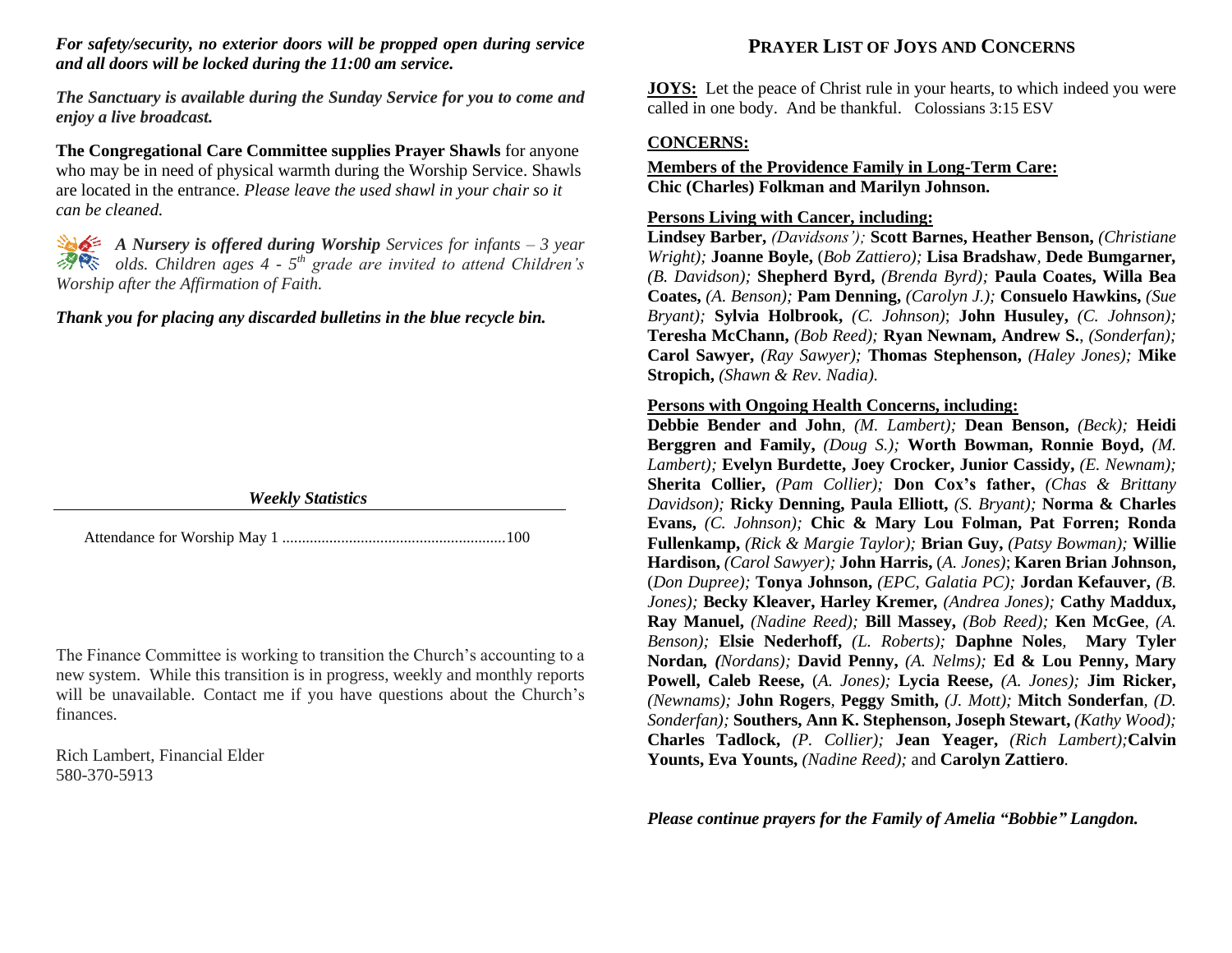***For safety/security, no exterior doors will be propped open during service and all doors will be locked during the 11:00 am service.***

***The Sanctuary is available during the Sunday Service for you to come and enjoy a live broadcast.***

**The Congregational Care Committee supplies Prayer Shawls** for anyone who may be in need of physical warmth during the Worship Service. Shawls are located in the entrance. *Please leave the used shawl in your chair so it can be cleaned.*

***A Nursery is offered during Worship*** *Services for infants – 3 year olds. Children ages 4 - 5th grade are invited to attend Children's Worship after the Affirmation of Faith.*

***Thank you for placing any discarded bulletins in the blue recycle bin.***

***Weekly Statistics***

Attendance for Worship May 1 ..........................................................100

The Finance Committee is working to transition the Church's accounting to a new system. While this transition is in progress, weekly and monthly reports will be unavailable. Contact me if you have questions about the Church's finances.

Rich Lambert, Financial Elder
580-370-5913

## PRAYER LIST OF JOYS AND CONCERNS

**JOYS:** Let the peace of Christ rule in your hearts, to which indeed you were called in one body. And be thankful. Colossians 3:15 ESV

**CONCERNS:**

**Members of the Providence Family in Long-Term Care:**
**Chic (Charles) Folkman and Marilyn Johnson.**

**Persons Living with Cancer, including:**
**Lindsey Barber,** *(Davidsons');* **Scott Barnes, Heather Benson,** *(Christiane Wright);* **Joanne Boyle,** (*Bob Zattiero);* **Lisa Bradshaw**, **Dede Bumgarner,** *(B. Davidson);* **Shepherd Byrd,** *(Brenda Byrd);* **Paula Coates, Willa Bea Coates,** *(A. Benson);* **Pam Denning,** *(Carolyn J.);* **Consuelo Hawkins,** *(Sue Bryant);* **Sylvia Holbrook,** *(C. Johnson)*; **John Husuley,** *(C. Johnson);* **Teresha McChann,** *(Bob Reed);* **Ryan Newnam, Andrew S.**, *(Sonderfan);* **Carol Sawyer,** *(Ray Sawyer);* **Thomas Stephenson,** *(Haley Jones);* **Mike Stropich,** *(Shawn & Rev. Nadia).*

**Persons with Ongoing Health Concerns, including:**
**Debbie Bender and John**, *(M. Lambert);* **Dean Benson,** *(Beck);* **Heidi Berggren and Family,** *(Doug S.);* **Worth Bowman, Ronnie Boyd,** *(M. Lambert);* **Evelyn Burdette, Joey Crocker, Junior Cassidy,** *(E. Newnam);* **Sherita Collier,** *(Pam Collier);* **Don Cox's father**, *(Chas & Brittany Davidson);* **Ricky Denning, Paula Elliott,** *(S. Bryant);* **Norma & Charles Evans,** *(C. Johnson);* **Chic & Mary Lou Folman, Pat Forren; Ronda Fullenkamp,** *(Rick & Margie Taylor);* **Brian Guy,** *(Patsy Bowman);* **Willie Hardison,** *(Carol Sawyer);* **John Harris,** (*A. Jones)*; **Karen Brian Johnson,** (*Don Dupree);* **Tonya Johnson,** *(EPC, Galatia PC);* **Jordan Kefauver,** *(B. Jones);* **Becky Kleaver, Harley Kremer,** *(Andrea Jones);* **Cathy Maddux, Ray Manuel,** *(Nadine Reed);* **Bill Massey,** *(Bob Reed);* **Ken McGee**, *(A. Benson);* **Elsie Nederhoff,** *(L. Roberts);* **Daphne Noles**, **Mary Tyler Nordan,** ***(****Nordans);* **David Penny,** *(A. Nelms);* **Ed & Lou Penny, Mary Powell, Caleb Reese,** (*A. Jones);* **Lycia Reese,** *(A. Jones);* **Jim Ricker,** *(Newnams);* **John Rogers**, **Peggy Smith,** *(J. Mott);* **Mitch Sonderfan**, *(D. Sonderfan);* **Southers, Ann K. Stephenson, Joseph Stewart,** *(Kathy Wood);* **Charles Tadlock,** *(P. Collier);* **Jean Yeager,** *(Rich Lambert);***Calvin Younts, Eva Younts,** *(Nadine Reed);* and **Carolyn Zattiero**.

***Please continue prayers for the Family of Amelia "Bobbie" Langdon.***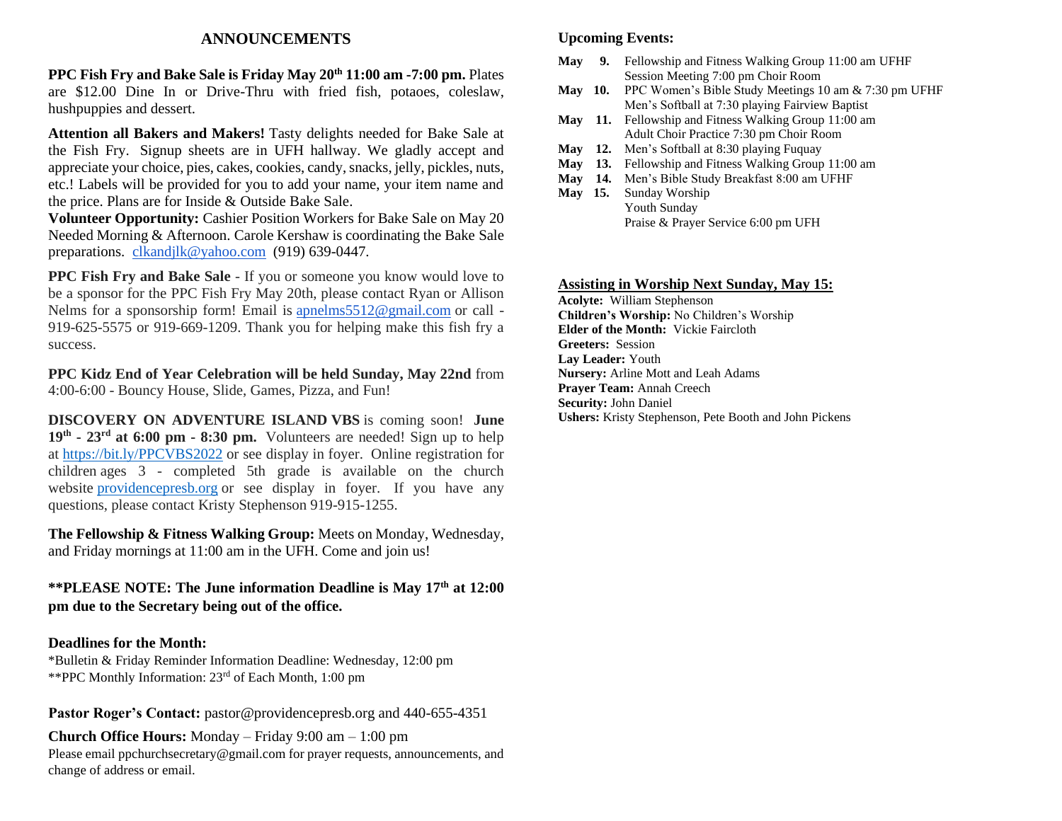## ANNOUNCEMENTS

**PPC Fish Fry and Bake Sale is Friday May 20th 11:00 am -7:00 pm.** Plates are $12.00 Dine In or Drive-Thru with fried fish, potaoes, coleslaw, hushpuppies and dessert.

**Attention all Bakers and Makers!** Tasty delights needed for Bake Sale at the Fish Fry. Signup sheets are in UFH hallway. We gladly accept and appreciate your choice, pies, cakes, cookies, candy, snacks, jelly, pickles, nuts, etc.! Labels will be provided for you to add your name, your item name and the price. Plans are for Inside & Outside Bake Sale.

**Volunteer Opportunity:** Cashier Position Workers for Bake Sale on May 20 Needed Morning & Afternoon. Carole Kershaw is coordinating the Bake Sale preparations. clkandjlk@yahoo.com (919) 639-0447.

**PPC Fish Fry and Bake Sale** - If you or someone you know would love to be a sponsor for the PPC Fish Fry May 20th, please contact Ryan or Allison Nelms for a sponsorship form! Email is apnelms5512@gmail.com or call - 919-625-5575 or 919-669-1209. Thank you for helping make this fish fry a success.

**PPC Kidz End of Year Celebration will be held Sunday, May 22nd** from 4:00-6:00 - Bouncy House, Slide, Games, Pizza, and Fun!

**DISCOVERY ON ADVENTURE ISLAND VBS** is coming soon! **June 19th - 23rd at 6:00 pm - 8:30 pm.** Volunteers are needed! Sign up to help at https://bit.ly/PPCVBS2022 or see display in foyer. Online registration for children ages 3 - completed 5th grade is available on the church website providencepresb.org or see display in foyer. If you have any questions, please contact Kristy Stephenson 919-915-1255.

**The Fellowship & Fitness Walking Group:** Meets on Monday, Wednesday, and Friday mornings at 11:00 am in the UFH. Come and join us!

**\*\*PLEASE NOTE: The June information Deadline is May 17th at 12:00 pm due to the Secretary being out of the office.**

**Deadlines for the Month:**

*Bulletin & Friday Reminder Information Deadline: Wednesday, 12:00 pm
**PPC Monthly Information: 23rd of Each Month, 1:00 pm

**Pastor Roger's Contact:** pastor@providencepresb.org and 440-655-4351

**Church Office Hours:** Monday – Friday 9:00 am – 1:00 pm
Please email ppchurchsecretary@gmail.com for prayer requests, announcements, and change of address or email.

**Upcoming Events:**

**May 9.** Fellowship and Fitness Walking Group 11:00 am UFHF
Session Meeting 7:00 pm Choir Room

**May 10.** PPC Women's Bible Study Meetings 10 am & 7:30 pm UFHF
Men's Softball at 7:30 playing Fairview Baptist

**May 11.** Fellowship and Fitness Walking Group 11:00 am
Adult Choir Practice 7:30 pm Choir Room

**May 12.** Men's Softball at 8:30 playing Fuquay

**May 13.** Fellowship and Fitness Walking Group 11:00 am

**May 14.** Men's Bible Study Breakfast 8:00 am UFHF

**May 15.** Sunday Worship
Youth Sunday
Praise & Prayer Service 6:00 pm UFH

**Assisting in Worship Next Sunday, May 15:**

**Acolyte:** William Stephenson
**Children's Worship:** No Children's Worship
**Elder of the Month:** Vickie Faircloth
**Greeters:** Session
**Lay Leader:** Youth
**Nursery:** Arline Mott and Leah Adams
**Prayer Team:** Annah Creech
**Security:** John Daniel
**Ushers:** Kristy Stephenson, Pete Booth and John Pickens